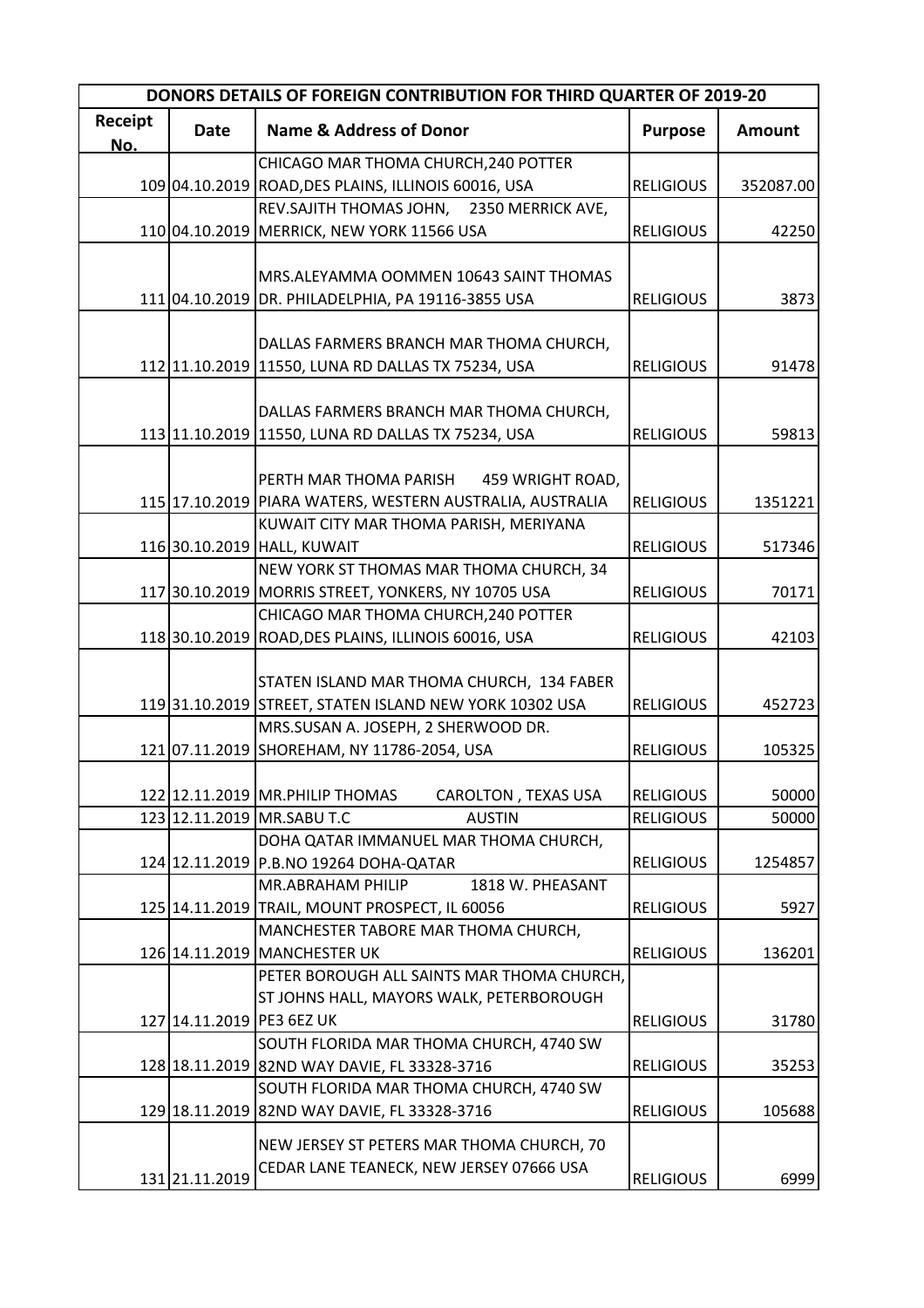| DONORS DETAILS OF FOREIGN CONTRIBUTION FOR THIRD QUARTER OF 2019-20 | | | | |
|---|---|---|---|---|
| **Receipt No.** | **Date** | **Name & Address of Donor** | **Purpose** | **Amount** |
| 109 | 04.10.2019 | CHICAGO MAR THOMA CHURCH,240 POTTER ROAD,DES PLAINS, ILLINOIS 60016, USA | RELIGIOUS | 352087.00 |
| 110 | 04.10.2019 | REV.SAJITH THOMAS JOHN, 2350 MERRICK AVE, MERRICK, NEW YORK 11566 USA | RELIGIOUS | 42250 |
| 111 | 04.10.2019 | MRS.ALEYAMMA OOMMEN 10643 SAINT THOMAS DR. PHILADELPHIA, PA 19116-3855 USA | RELIGIOUS | 3873 |
| 112 | 11.10.2019 | DALLAS FARMERS BRANCH MAR THOMA CHURCH, 11550, LUNA RD DALLAS TX 75234, USA | RELIGIOUS | 91478 |
| 113 | 11.10.2019 | DALLAS FARMERS BRANCH MAR THOMA CHURCH, 11550, LUNA RD DALLAS TX 75234, USA | RELIGIOUS | 59813 |
| 115 | 17.10.2019 | PERTH MAR THOMA PARISH 459 WRIGHT ROAD, PIARA WATERS, WESTERN AUSTRALIA, AUSTRALIA | RELIGIOUS | 1351221 |
| 116 | 30.10.2019 | KUWAIT CITY MAR THOMA PARISH, MERIYANA HALL, KUWAIT | RELIGIOUS | 517346 |
| 117 | 30.10.2019 | NEW YORK ST THOMAS MAR THOMA CHURCH, 34 MORRIS STREET, YONKERS, NY 10705 USA | RELIGIOUS | 70171 |
| 118 | 30.10.2019 | CHICAGO MAR THOMA CHURCH,240 POTTER ROAD,DES PLAINS, ILLINOIS 60016, USA | RELIGIOUS | 42103 |
| 119 | 31.10.2019 | STATEN ISLAND MAR THOMA CHURCH, 134 FABER STREET, STATEN ISLAND NEW YORK 10302 USA | RELIGIOUS | 452723 |
| 121 | 07.11.2019 | MRS.SUSAN A. JOSEPH, 2 SHERWOOD DR. SHOREHAM, NY 11786-2054, USA | RELIGIOUS | 105325 |
| 122 | 12.11.2019 | MR.PHILIP THOMAS CAROLTON , TEXAS USA | RELIGIOUS | 50000 |
| 123 | 12.11.2019 | MR.SABU T.C AUSTIN | RELIGIOUS | 50000 |
| 124 | 12.11.2019 | DOHA QATAR IMMANUEL MAR THOMA CHURCH, P.B.NO 19264 DOHA-QATAR | RELIGIOUS | 1254857 |
| 125 | 14.11.2019 | MR.ABRAHAM PHILIP 1818 W. PHEASANT TRAIL, MOUNT PROSPECT, IL 60056 | RELIGIOUS | 5927 |
| 126 | 14.11.2019 | MANCHESTER TABORE MAR THOMA CHURCH, MANCHESTER UK | RELIGIOUS | 136201 |
| 127 | 14.11.2019 | PETER BOROUGH ALL SAINTS MAR THOMA CHURCH, ST JOHNS HALL, MAYORS WALK, PETERBOROUGH PE3 6EZ UK | RELIGIOUS | 31780 |
| 128 | 18.11.2019 | SOUTH FLORIDA MAR THOMA CHURCH, 4740 SW 82ND WAY DAVIE, FL 33328-3716 | RELIGIOUS | 35253 |
| 129 | 18.11.2019 | SOUTH FLORIDA MAR THOMA CHURCH, 4740 SW 82ND WAY DAVIE, FL 33328-3716 | RELIGIOUS | 105688 |
| 131 | 21.11.2019 | NEW JERSEY ST PETERS MAR THOMA CHURCH, 70 CEDAR LANE TEANECK, NEW JERSEY 07666 USA | RELIGIOUS | 6999 |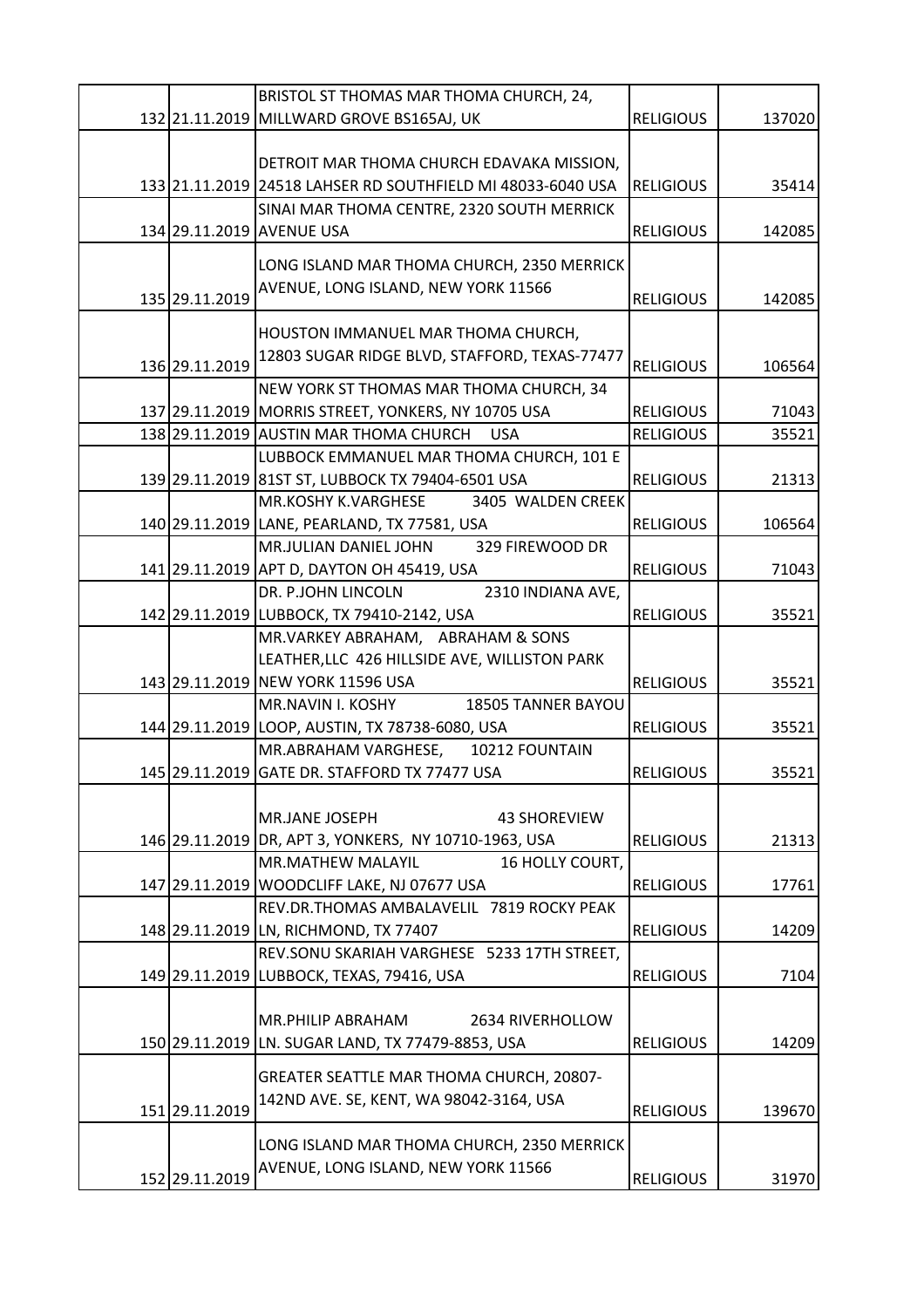| | | | | |
|---|---|---|---|---|
| 132 | 21.11.2019 | BRISTOL ST THOMAS MAR THOMA CHURCH, 24, MILLWARD GROVE BS165AJ, UK | RELIGIOUS | 137020 |
| 133 | 21.11.2019 | DETROIT MAR THOMA CHURCH EDAVAKA MISSION, 24518 LAHSER RD SOUTHFIELD MI 48033-6040 USA | RELIGIOUS | 35414 |
| 134 | 29.11.2019 | SINAI MAR THOMA CENTRE, 2320 SOUTH MERRICK AVENUE USA | RELIGIOUS | 142085 |
| 135 | 29.11.2019 | LONG ISLAND MAR THOMA CHURCH, 2350 MERRICK AVENUE, LONG ISLAND, NEW YORK 11566 | RELIGIOUS | 142085 |
| 136 | 29.11.2019 | HOUSTON IMMANUEL MAR THOMA CHURCH, 12803 SUGAR RIDGE BLVD, STAFFORD, TEXAS-77477 | RELIGIOUS | 106564 |
| 137 | 29.11.2019 | NEW YORK ST THOMAS MAR THOMA CHURCH, 34 MORRIS STREET, YONKERS, NY 10705 USA | RELIGIOUS | 71043 |
| 138 | 29.11.2019 | AUSTIN MAR THOMA CHURCH USA | RELIGIOUS | 35521 |
| 139 | 29.11.2019 | LUBBOCK EMMANUEL MAR THOMA CHURCH, 101 E 81ST ST, LUBBOCK TX 79404-6501 USA | RELIGIOUS | 21313 |
| 140 | 29.11.2019 | MR.KOSHY K.VARGHESE 3405 WALDEN CREEK LANE, PEARLAND, TX 77581, USA | RELIGIOUS | 106564 |
| 141 | 29.11.2019 | MR.JULIAN DANIEL JOHN 329 FIREWOOD DR APT D, DAYTON OH 45419, USA | RELIGIOUS | 71043 |
| 142 | 29.11.2019 | DR. P.JOHN LINCOLN 2310 INDIANA AVE, LUBBOCK, TX 79410-2142, USA | RELIGIOUS | 35521 |
| 143 | 29.11.2019 | MR.VARKEY ABRAHAM, ABRAHAM & SONS LEATHER,LLC 426 HILLSIDE AVE, WILLISTON PARK NEW YORK 11596 USA | RELIGIOUS | 35521 |
| 144 | 29.11.2019 | MR.NAVIN I. KOSHY 18505 TANNER BAYOU LOOP, AUSTIN, TX 78738-6080, USA | RELIGIOUS | 35521 |
| 145 | 29.11.2019 | MR.ABRAHAM VARGHESE, 10212 FOUNTAIN GATE DR. STAFFORD TX 77477 USA | RELIGIOUS | 35521 |
| 146 | 29.11.2019 | MR.JANE JOSEPH 43 SHOREVIEW DR, APT 3, YONKERS, NY 10710-1963, USA | RELIGIOUS | 21313 |
| 147 | 29.11.2019 | MR.MATHEW MALAYIL 16 HOLLY COURT, WOODCLIFF LAKE, NJ 07677 USA | RELIGIOUS | 17761 |
| 148 | 29.11.2019 | REV.DR.THOMAS AMBALAVELIL 7819 ROCKY PEAK LN, RICHMOND, TX 77407 | RELIGIOUS | 14209 |
| 149 | 29.11.2019 | REV.SONU SKARIAH VARGHESE 5233 17TH STREET, LUBBOCK, TEXAS, 79416, USA | RELIGIOUS | 7104 |
| 150 | 29.11.2019 | MR.PHILIP ABRAHAM 2634 RIVERHOLLOW LN. SUGAR LAND, TX 77479-8853, USA | RELIGIOUS | 14209 |
| 151 | 29.11.2019 | GREATER SEATTLE MAR THOMA CHURCH, 20807-142ND AVE. SE, KENT, WA 98042-3164, USA | RELIGIOUS | 139670 |
| 152 | 29.11.2019 | LONG ISLAND MAR THOMA CHURCH, 2350 MERRICK AVENUE, LONG ISLAND, NEW YORK 11566 | RELIGIOUS | 31970 |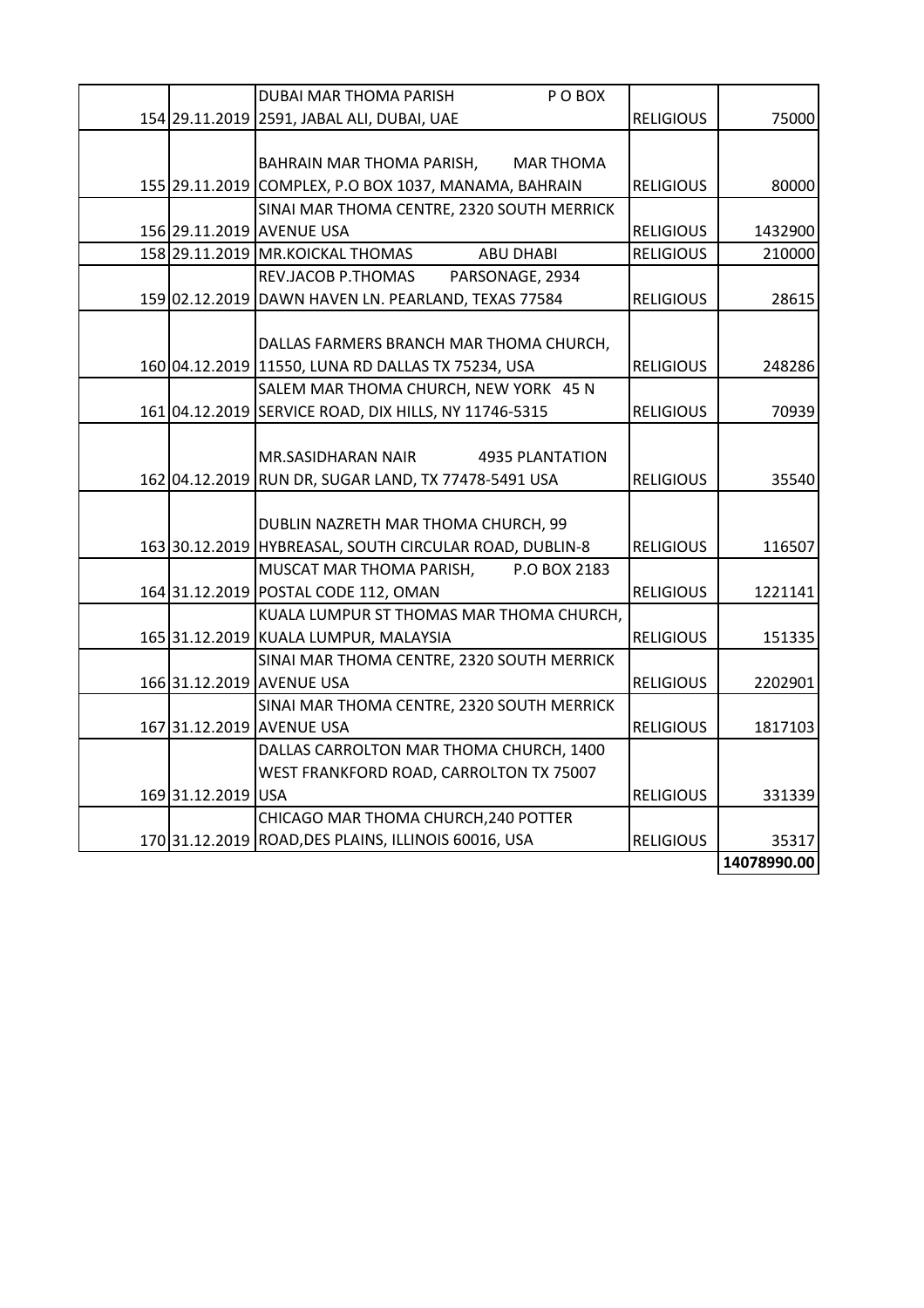| | | | | |
|---|---|---|---|---|
| 154 | 29.11.2019 | DUBAI MAR THOMA PARISH P O BOX 2591, JABAL ALI, DUBAI, UAE | RELIGIOUS | 75000 |
| 155 | 29.11.2019 | BAHRAIN MAR THOMA PARISH, MAR THOMA COMPLEX, P.O BOX 1037, MANAMA, BAHRAIN | RELIGIOUS | 80000 |
| 156 | 29.11.2019 | SINAI MAR THOMA CENTRE, 2320 SOUTH MERRICK AVENUE USA | RELIGIOUS | 1432900 |
| 158 | 29.11.2019 | MR.KOICKAL THOMAS ABU DHABI | RELIGIOUS | 210000 |
| 159 | 02.12.2019 | REV.JACOB P.THOMAS PARSONAGE, 2934 DAWN HAVEN LN. PEARLAND, TEXAS 77584 | RELIGIOUS | 28615 |
| 160 | 04.12.2019 | DALLAS FARMERS BRANCH MAR THOMA CHURCH, 11550, LUNA RD DALLAS TX 75234, USA | RELIGIOUS | 248286 |
| 161 | 04.12.2019 | SALEM MAR THOMA CHURCH, NEW YORK 45 N SERVICE ROAD, DIX HILLS, NY 11746-5315 | RELIGIOUS | 70939 |
| 162 | 04.12.2019 | MR.SASIDHARAN NAIR 4935 PLANTATION RUN DR, SUGAR LAND, TX 77478-5491 USA | RELIGIOUS | 35540 |
| 163 | 30.12.2019 | DUBLIN NAZRETH MAR THOMA CHURCH, 99 HYBREASAL, SOUTH CIRCULAR ROAD, DUBLIN-8 | RELIGIOUS | 116507 |
| 164 | 31.12.2019 | MUSCAT MAR THOMA PARISH, P.O BOX 2183 POSTAL CODE 112, OMAN | RELIGIOUS | 1221141 |
| 165 | 31.12.2019 | KUALA LUMPUR ST THOMAS MAR THOMA CHURCH, KUALA LUMPUR, MALAYSIA | RELIGIOUS | 151335 |
| 166 | 31.12.2019 | SINAI MAR THOMA CENTRE, 2320 SOUTH MERRICK AVENUE USA | RELIGIOUS | 2202901 |
| 167 | 31.12.2019 | SINAI MAR THOMA CENTRE, 2320 SOUTH MERRICK AVENUE USA | RELIGIOUS | 1817103 |
| 169 | 31.12.2019 | DALLAS CARROLTON MAR THOMA CHURCH, 1400 WEST FRANKFORD ROAD, CARROLTON TX 75007 USA | RELIGIOUS | 331339 |
| 170 | 31.12.2019 | CHICAGO MAR THOMA CHURCH,240 POTTER ROAD,DES PLAINS, ILLINOIS 60016, USA | RELIGIOUS | 35317 |
| | | | | **14078990.00** |